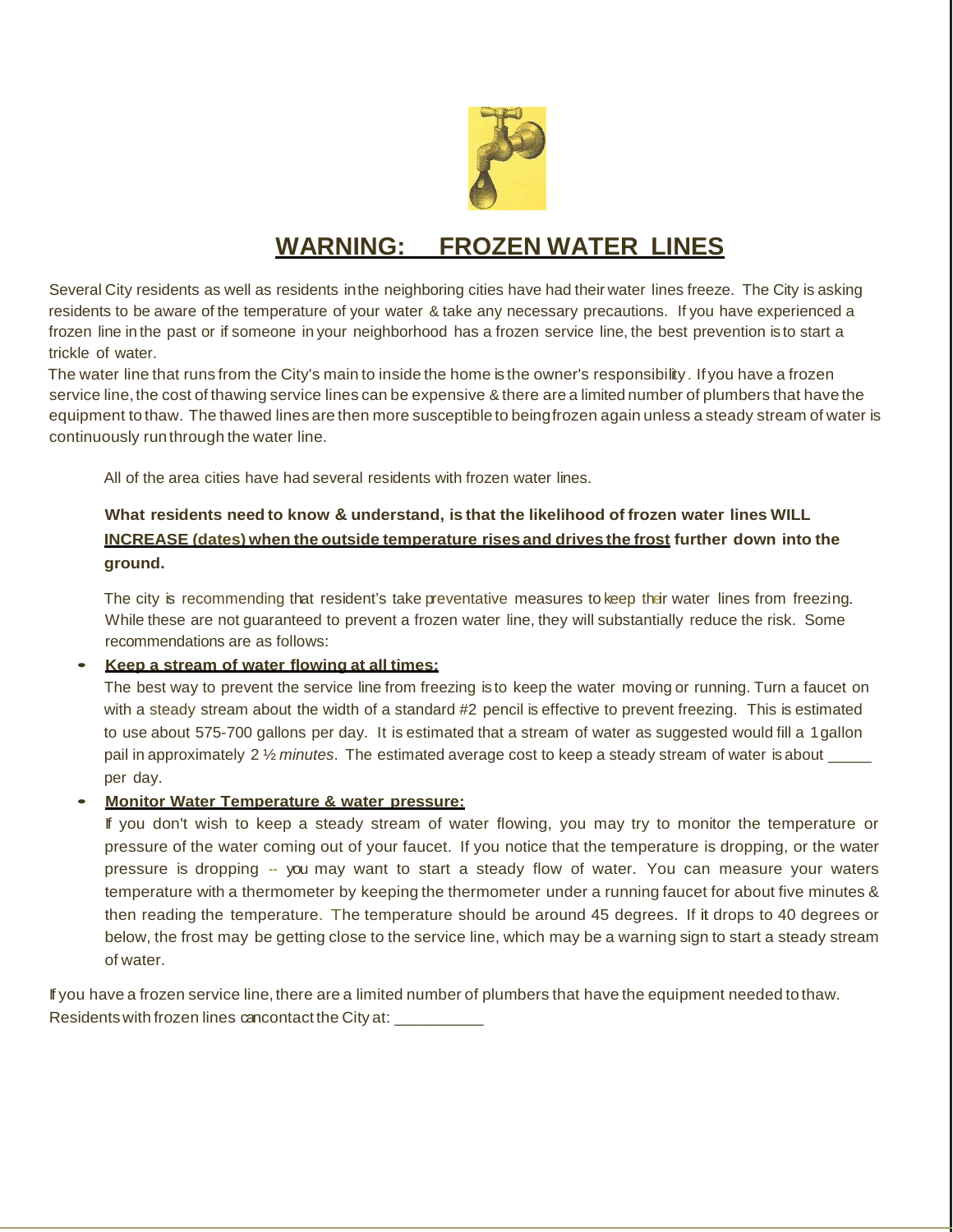# WARNING: FROZEN WATER LINES

Several City residents as well as residents in the neighboring cities have had their water lines freeze. The City is asking residents to be aware of the temperature of your water & take any necessary precautions. If you have experienced a frozen line in the past or if someone in your neighborhood has a frozen service line, the best prevention is to start a trickle of water.

The water line that runs from the City's main to inside the home is the owner's responsibility. If you have a frozen service line, the cost of thawing service lines can be expensive & there are a limited number of plumbers that have the equipment to thaw. The thawed lines are then more susceptible to being frozen again unless a steady stream of water is continuously run through the water line.

All of the area cities have had several residents with frozen water lines.

**What residents need to know & understand, is that the likelihood of frozen water lines WILL <u>INCREASE (dates) when the outside temperature rises and drives the frost</u> further down into the ground.**

The city is recommending that resident's take preventative measures to keep their water lines from freezing. While these are not guaranteed to prevent a frozen water line, they will substantially reduce the risk. Some recommendations are as follows:

- **<u>Keep a stream of water flowing at all times:</u>**
  The best way to prevent the service line from freezing is to keep the water moving or running. Turn a faucet on with a steady stream about the width of a standard #2 pencil is effective to prevent freezing. This is estimated to use about 575-700 gallons per day. It is estimated that a stream of water as suggested would fill a 1 gallon pail in approximately 2 ½ *minutes*. The estimated average cost to keep a steady stream of water is about _____ per day.

- **<u>Monitor Water Temperature & water pressure:</u>**
  If you don't wish to keep a steady stream of water flowing, you may try to monitor the temperature or pressure of the water coming out of your faucet. If you notice that the temperature is dropping, or the water pressure is dropping -- you may want to start a steady flow of water. You can measure your waters temperature with a thermometer by keeping the thermometer under a running faucet for about five minutes & then reading the temperature. The temperature should be around 45 degrees. If it drops to 40 degrees or below, the frost may be getting close to the service line, which may be a warning sign to start a steady stream of water.

If you have a frozen service line, there are a limited number of plumbers that have the equipment needed to thaw. Residents with frozen lines can contact the City at: __________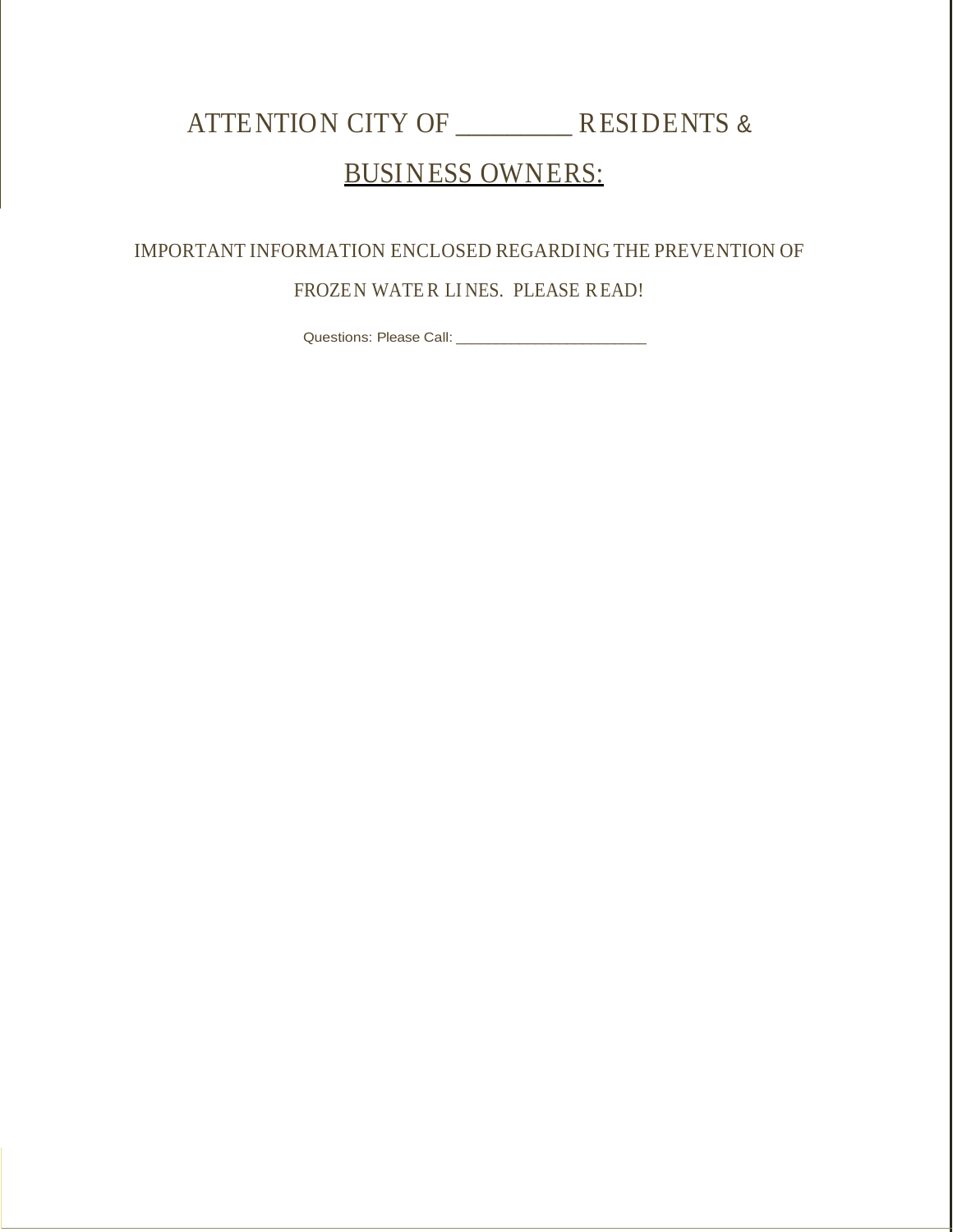# ATTENTION CITY OF _________ RESIDENTS & BUSINESS OWNERS:

IMPORTANT INFORMATION ENCLOSED REGARDING THE PREVENTION OF FROZEN WATER LINES. PLEASE READ!

Questions: Please Call: _______________________